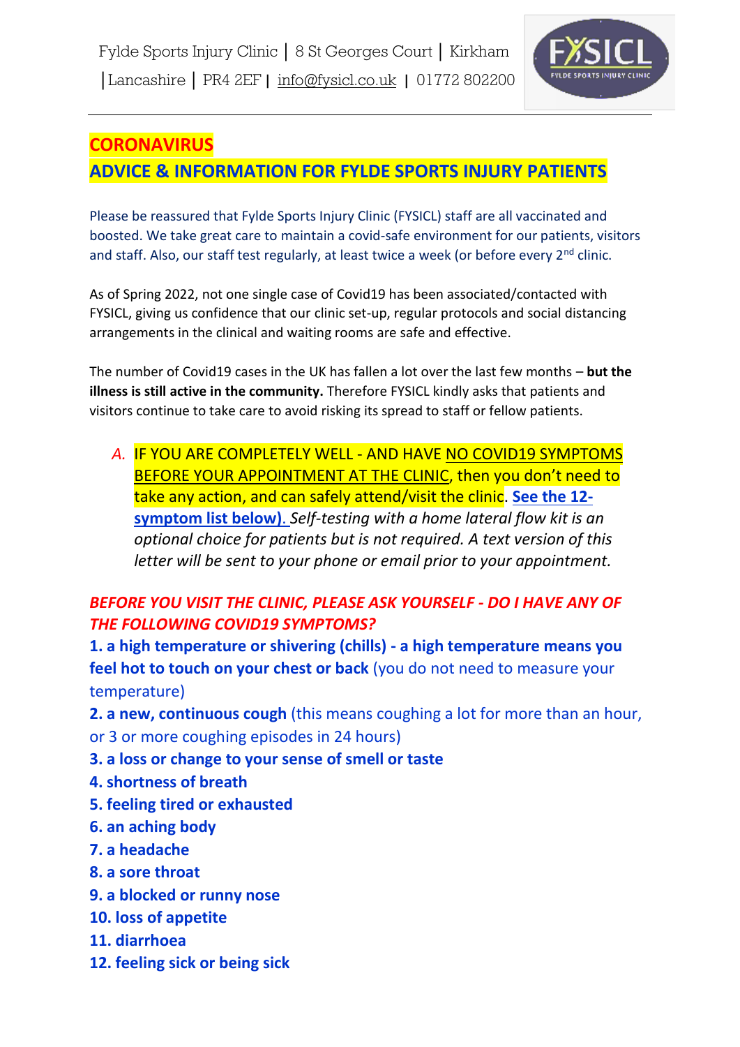Fylde Sports Injury Clinic | 8 St Georges Court | Kirkham | Lancashire | PR4 2EF | info@fysicl.co.uk | 01772 802200

FYSICL FYLDE SPORTS INJURY CLINIC

# CORONAVIRUS

## ADVICE & INFORMATION FOR FYLDE SPORTS INJURY PATIENTS

Please be reassured that Fylde Sports Injury Clinic (FYSICL) staff are all vaccinated and boosted. We take great care to maintain a covid-safe environment for our patients, visitors and staff. Also, our staff test regularly, at least twice a week (or before every 2nd clinic.

As of Spring 2022, not one single case of Covid19 has been associated/contacted with FYSICL, giving us confidence that our clinic set-up, regular protocols and social distancing arrangements in the clinical and waiting rooms are safe and effective.

The number of Covid19 cases in the UK has fallen a lot over the last few months – **but the illness is still active in the community.** Therefore FYSICL kindly asks that patients and visitors continue to take care to avoid risking its spread to staff or fellow patients.

A. IF YOU ARE COMPLETELY WELL - AND HAVE NO COVID19 SYMPTOMS BEFORE YOUR APPOINTMENT AT THE CLINIC, then you don't need to take any action, and can safely attend/visit the clinic. **See the 12-symptom list below).** *Self-testing with a home lateral flow kit is an optional choice for patients but is not required. A text version of this letter will be sent to your phone or email prior to your appointment.*

***BEFORE YOU VISIT THE CLINIC, PLEASE ASK YOURSELF - DO I HAVE ANY OF THE FOLLOWING COVID19 SYMPTOMS?***

1. **a high temperature or shivering (chills) - a high temperature means you feel hot to touch on your chest or back** (you do not need to measure your temperature)
2. **a new, continuous cough** (this means coughing a lot for more than an hour, or 3 or more coughing episodes in 24 hours)
3. **a loss or change to your sense of smell or taste**
4. **shortness of breath**
5. **feeling tired or exhausted**
6. **an aching body**
7. **a headache**
8. **a sore throat**
9. **a blocked or runny nose**
10. **loss of appetite**
11. **diarrhoea**
12. **feeling sick or being sick**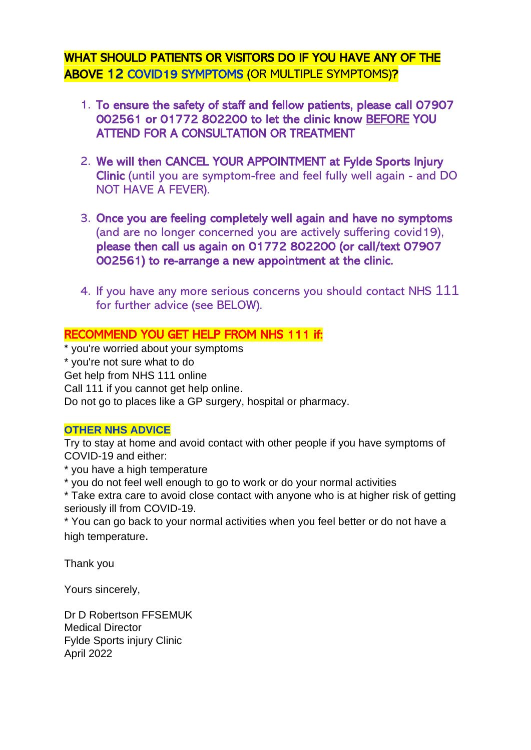## WHAT SHOULD PATIENTS OR VISITORS DO IF YOU HAVE ANY OF THE ABOVE 12 COVID19 SYMPTOMS (OR MULTIPLE SYMPTOMS)?

1. **To ensure the safety of staff and fellow patients, please call 07907 002561 or 01772 802200 to let the clinic know BEFORE YOU ATTEND FOR A CONSULTATION OR TREATMENT**

2. **We will then CANCEL YOUR APPOINTMENT at Fylde Sports Injury Clinic** (until you are symptom-free and feel fully well again - and DO NOT HAVE A FEVER).

3. **Once you are feeling completely well again and have no symptoms** (and are no longer concerned you are actively suffering covid19), **please then call us again on 01772 802200 (or call/text 07907 002561) to re-arrange a new appointment at the clinic.**

4. If you have any more serious concerns you should contact NHS 111 for further advice (see BELOW).

**RECOMMEND YOU GET HELP FROM NHS 111 if:**

* you're worried about your symptoms
* you're not sure what to do

Get help from NHS 111 online
Call 111 if you cannot get help online.
Do not go to places like a GP surgery, hospital or pharmacy.

**OTHER NHS ADVICE**

Try to stay at home and avoid contact with other people if you have symptoms of COVID-19 and either:

* you have a high temperature
* you do not feel well enough to go to work or do your normal activities
* Take extra care to avoid close contact with anyone who is at higher risk of getting seriously ill from COVID-19.
* You can go back to your normal activities when you feel better or do not have a high temperature.

Thank you

Yours sincerely,

Dr D Robertson FFSEMUK
Medical Director
Fylde Sports injury Clinic
April 2022